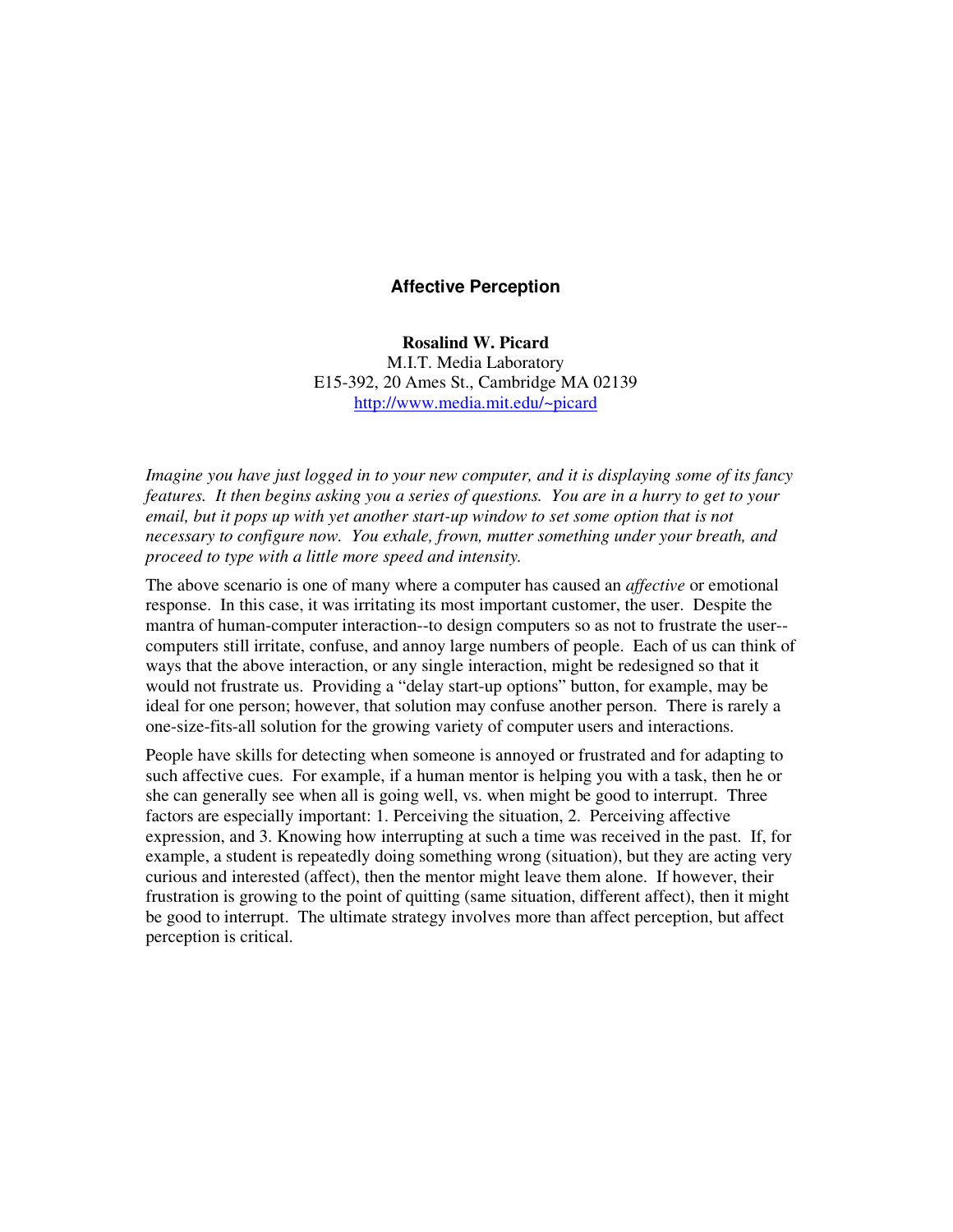# Affective Perception

**Rosalind W. Picard**
M.I.T. Media Laboratory
E15-392, 20 Ames St., Cambridge MA 02139
http://www.media.mit.edu/~picard

*Imagine you have just logged in to your new computer, and it is displaying some of its fancy features. It then begins asking you a series of questions. You are in a hurry to get to your email, but it pops up with yet another start-up window to set some option that is not necessary to configure now. You exhale, frown, mutter something under your breath, and proceed to type with a little more speed and intensity.*

The above scenario is one of many where a computer has caused an *affective* or emotional response. In this case, it was irritating its most important customer, the user. Despite the mantra of human-computer interaction--to design computers so as not to frustrate the user--computers still irritate, confuse, and annoy large numbers of people. Each of us can think of ways that the above interaction, or any single interaction, might be redesigned so that it would not frustrate us. Providing a "delay start-up options" button, for example, may be ideal for one person; however, that solution may confuse another person. There is rarely a one-size-fits-all solution for the growing variety of computer users and interactions.

People have skills for detecting when someone is annoyed or frustrated and for adapting to such affective cues. For example, if a human mentor is helping you with a task, then he or she can generally see when all is going well, vs. when might be good to interrupt. Three factors are especially important: 1. Perceiving the situation, 2. Perceiving affective expression, and 3. Knowing how interrupting at such a time was received in the past. If, for example, a student is repeatedly doing something wrong (situation), but they are acting very curious and interested (affect), then the mentor might leave them alone. If however, their frustration is growing to the point of quitting (same situation, different affect), then it might be good to interrupt. The ultimate strategy involves more than affect perception, but affect perception is critical.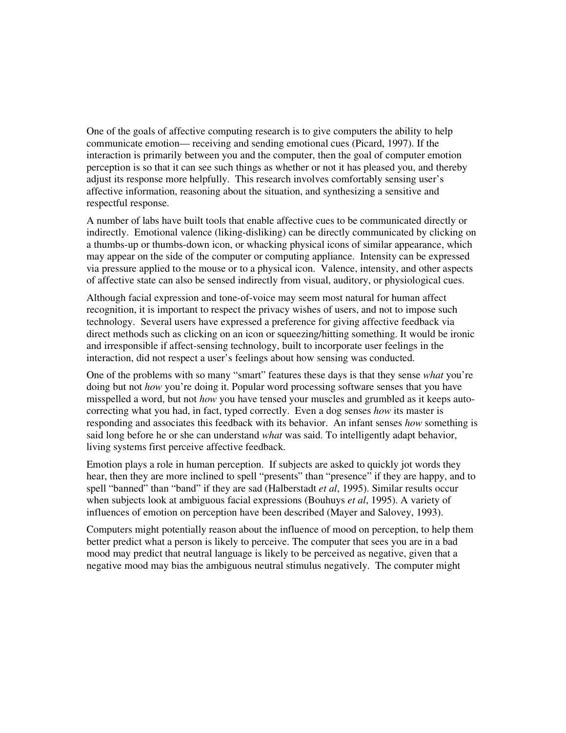One of the goals of affective computing research is to give computers the ability to help communicate emotion— receiving and sending emotional cues (Picard, 1997). If the interaction is primarily between you and the computer, then the goal of computer emotion perception is so that it can see such things as whether or not it has pleased you, and thereby adjust its response more helpfully. This research involves comfortably sensing user's affective information, reasoning about the situation, and synthesizing a sensitive and respectful response.

A number of labs have built tools that enable affective cues to be communicated directly or indirectly. Emotional valence (liking-disliking) can be directly communicated by clicking on a thumbs-up or thumbs-down icon, or whacking physical icons of similar appearance, which may appear on the side of the computer or computing appliance. Intensity can be expressed via pressure applied to the mouse or to a physical icon. Valence, intensity, and other aspects of affective state can also be sensed indirectly from visual, auditory, or physiological cues.

Although facial expression and tone-of-voice may seem most natural for human affect recognition, it is important to respect the privacy wishes of users, and not to impose such technology. Several users have expressed a preference for giving affective feedback via direct methods such as clicking on an icon or squeezing/hitting something. It would be ironic and irresponsible if affect-sensing technology, built to incorporate user feelings in the interaction, did not respect a user's feelings about how sensing was conducted.

One of the problems with so many "smart" features these days is that they sense *what* you're doing but not *how* you're doing it. Popular word processing software senses that you have misspelled a word, but not *how* you have tensed your muscles and grumbled as it keeps auto-correcting what you had, in fact, typed correctly. Even a dog senses *how* its master is responding and associates this feedback with its behavior. An infant senses *how* something is said long before he or she can understand *what* was said. To intelligently adapt behavior, living systems first perceive affective feedback.

Emotion plays a role in human perception. If subjects are asked to quickly jot words they hear, then they are more inclined to spell "presents" than "presence" if they are happy, and to spell "banned" than "band" if they are sad (Halberstadt *et al*, 1995). Similar results occur when subjects look at ambiguous facial expressions (Bouhuys *et al*, 1995). A variety of influences of emotion on perception have been described (Mayer and Salovey, 1993).

Computers might potentially reason about the influence of mood on perception, to help them better predict what a person is likely to perceive. The computer that sees you are in a bad mood may predict that neutral language is likely to be perceived as negative, given that a negative mood may bias the ambiguous neutral stimulus negatively. The computer might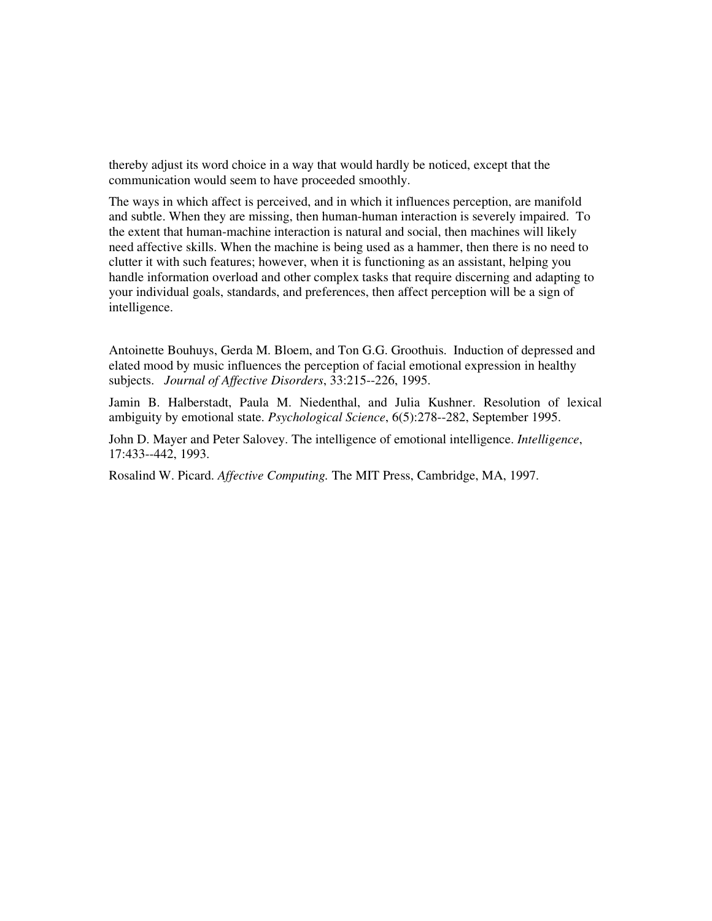thereby adjust its word choice in a way that would hardly be noticed, except that the communication would seem to have proceeded smoothly.

The ways in which affect is perceived, and in which it influences perception, are manifold and subtle. When they are missing, then human-human interaction is severely impaired. To the extent that human-machine interaction is natural and social, then machines will likely need affective skills. When the machine is being used as a hammer, then there is no need to clutter it with such features; however, when it is functioning as an assistant, helping you handle information overload and other complex tasks that require discerning and adapting to your individual goals, standards, and preferences, then affect perception will be a sign of intelligence.

Antoinette Bouhuys, Gerda M. Bloem, and Ton G.G. Groothuis. Induction of depressed and elated mood by music influences the perception of facial emotional expression in healthy subjects. *Journal of Affective Disorders*, 33:215--226, 1995.

Jamin B. Halberstadt, Paula M. Niedenthal, and Julia Kushner. Resolution of lexical ambiguity by emotional state. *Psychological Science*, 6(5):278--282, September 1995.

John D. Mayer and Peter Salovey. The intelligence of emotional intelligence. *Intelligence*, 17:433--442, 1993.

Rosalind W. Picard. *Affective Computing.* The MIT Press, Cambridge, MA, 1997.